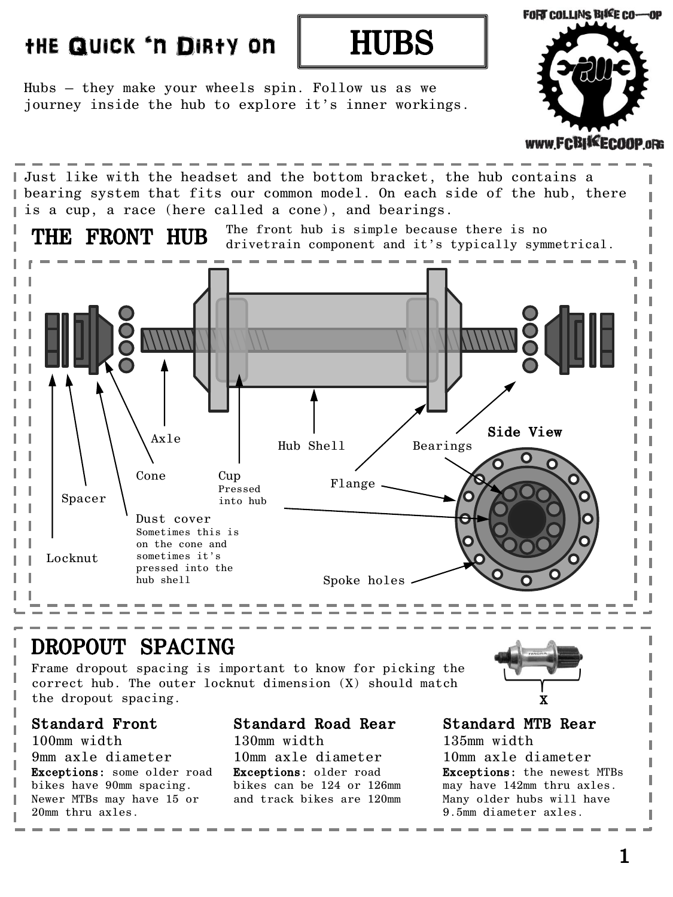# the Quick 'n Dirty on HUBS

Hubs – they make your wheels spin. Follow us as we journey inside the hub to explore it's inner workings.

FORT COLLINS BIKE CO-OP

WWW.FCBIKECOOP.ORG

Just like with the headset and the bottom bracket, the hub contains a bearing system that fits our common model. On each side of the hub, there is a cup, a race (here called a cone), and bearings.

## THE FRONT HUB

The front hub is simple because there is no drivetrain component and it's typically symmetrical.

Axle

Hub Shell

Bearings

Side View

Cone

Cup
Pressed into hub

Flange

Spacer

Dust cover
Sometimes this is on the cone and sometimes it's pressed into the hub shell

Locknut

Spoke holes

## DROPOUT SPACING

Frame dropout spacing is important to know for picking the correct hub. The outer locknut dimension (X) should match the dropout spacing.

X

### Standard Front

100mm width
9mm axle diameter
**Exceptions:** some older road bikes have 90mm spacing. Newer MTBs may have 15 or 20mm thru axles.

### Standard Road Rear

130mm width
10mm axle diameter
**Exceptions:** older road bikes can be 124 or 126mm and track bikes are 120mm

### Standard MTB Rear

135mm width
10mm axle diameter
**Exceptions:** the newest MTBs may have 142mm thru axles. Many older hubs will have 9.5mm diameter axles.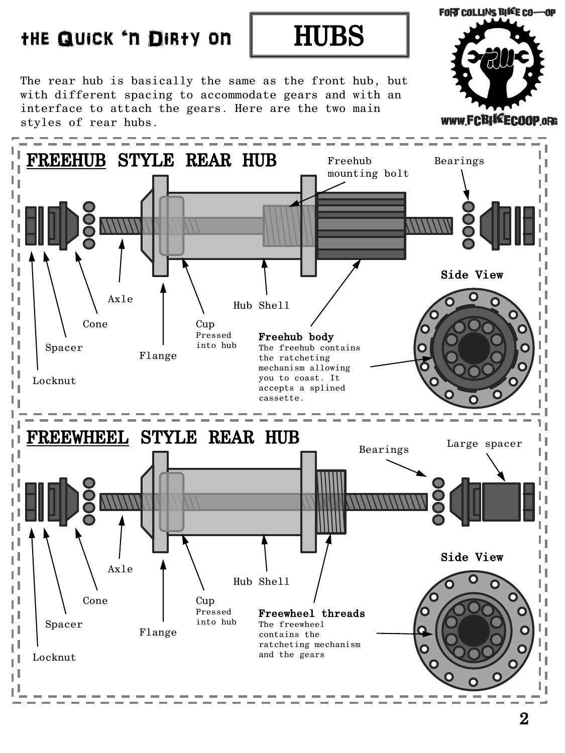# the Quick 'n Dirty on HUBS

FORT COLLINS BIKE CO-OP
www.FCBIKECOOP.org

The rear hub is basically the same as the front hub, but with different spacing to accommodate gears and with an interface to attach the gears. Here are the two main styles of rear hubs.

## FREEHUB STYLE REAR HUB

Freehub mounting bolt

Bearings

Axle

Cone

Spacer

Locknut

Flange

Cup
Pressed into hub

Hub Shell

**Freehub body**
The freehub contains the ratcheting mechanism allowing you to coast. It accepts a splined cassette.

**Side View**

## FREEWHEEL STYLE REAR HUB

Bearings

Large spacer

Axle

Cone

Spacer

Locknut

Flange

Cup
Pressed into hub

Hub Shell

**Freewheel threads**
The freewheel contains the ratcheting mechanism and the gears

**Side View**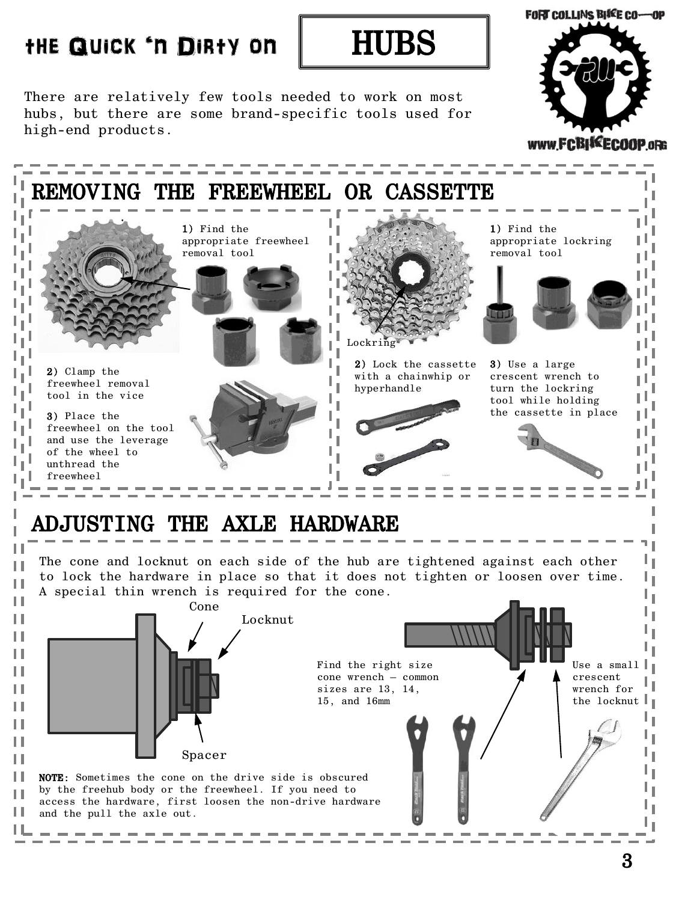# the Quick 'n Dirty on HUBS

There are relatively few tools needed to work on most hubs, but there are some brand-specific tools used for high-end products.

FORT COLLINS BIKE CO-OP

WWW.FCBIKECOOP.ORG

## REMOVING THE FREEWHEEL OR CASSETTE

**1)** Find the appropriate freewheel removal tool

**2)** Clamp the freewheel removal tool in the vice

**3)** Place the freewheel on the tool and use the leverage of the wheel to unthread the freewheel

Lockring

**1)** Find the appropriate lockring removal tool

**2)** Lock the cassette with a chainwhip or hyperhandle

**3)** Use a large crescent wrench to turn the lockring tool while holding the cassette in place

## ADJUSTING THE AXLE HARDWARE

The cone and locknut on each side of the hub are tightened against each other to lock the hardware in place so that it does not tighten or loosen over time. A special thin wrench is required for the cone.

Cone

Locknut

Spacer

Find the right size cone wrench – common sizes are 13, 14, 15, and 16mm

Use a small crescent wrench for the locknut

**NOTE:** Sometimes the cone on the drive side is obscured by the freehub body or the freewheel. If you need to access the hardware, first loosen the non-drive hardware and the pull the axle out.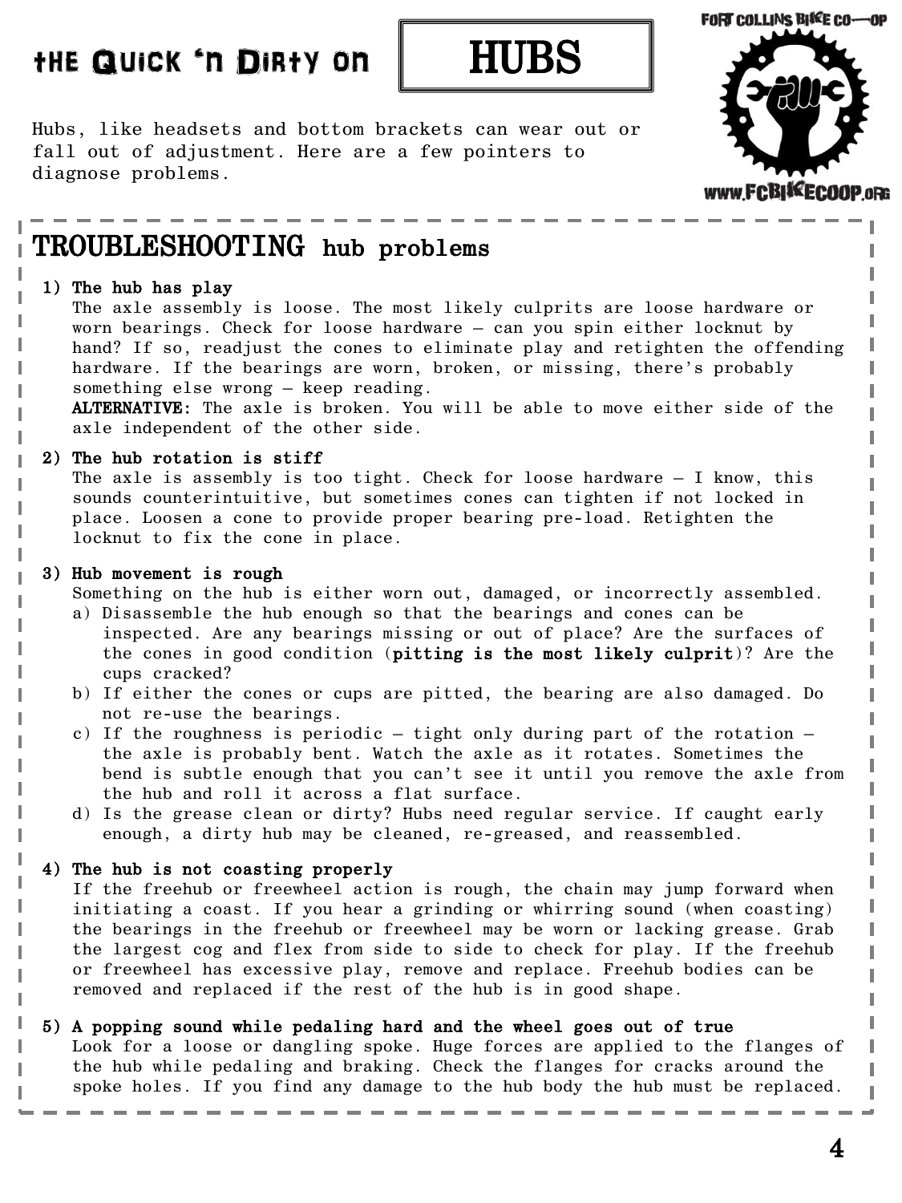# the Quick 'n Dirty on HUBS

Hubs, like headsets and bottom brackets can wear out or fall out of adjustment. Here are a few pointers to diagnose problems.

FORT COLLINS BIKE CO-OP

www.FCBIKECOOP.ORG

## TROUBLESHOOTING hub problems

1) **The hub has play**
   The axle assembly is loose. The most likely culprits are loose hardware or worn bearings. Check for loose hardware – can you spin either locknut by hand? If so, readjust the cones to eliminate play and retighten the offending hardware. If the bearings are worn, broken, or missing, there's probably something else wrong – keep reading.
   **ALTERNATIVE:** The axle is broken. You will be able to move either side of the axle independent of the other side.

2) **The hub rotation is stiff**
   The axle is assembly is too tight. Check for loose hardware – I know, this sounds counterintuitive, but sometimes cones can tighten if not locked in place. Loosen a cone to provide proper bearing pre-load. Retighten the locknut to fix the cone in place.

3) **Hub movement is rough**
   Something on the hub is either worn out, damaged, or incorrectly assembled.
   a) Disassemble the hub enough so that the bearings and cones can be inspected. Are any bearings missing or out of place? Are the surfaces of the cones in good condition (**pitting is the most likely culprit**)? Are the cups cracked?
   b) If either the cones or cups are pitted, the bearing are also damaged. Do not re-use the bearings.
   c) If the roughness is periodic – tight only during part of the rotation – the axle is probably bent. Watch the axle as it rotates. Sometimes the bend is subtle enough that you can't see it until you remove the axle from the hub and roll it across a flat surface.
   d) Is the grease clean or dirty? Hubs need regular service. If caught early enough, a dirty hub may be cleaned, re-greased, and reassembled.

4) **The hub is not coasting properly**
   If the freehub or freewheel action is rough, the chain may jump forward when initiating a coast. If you hear a grinding or whirring sound (when coasting) the bearings in the freehub or freewheel may be worn or lacking grease. Grab the largest cog and flex from side to side to check for play. If the freehub or freewheel has excessive play, remove and replace. Freehub bodies can be removed and replaced if the rest of the hub is in good shape.

5) **A popping sound while pedaling hard and the wheel goes out of true**
   Look for a loose or dangling spoke. Huge forces are applied to the flanges of the hub while pedaling and braking. Check the flanges for cracks around the spoke holes. If you find any damage to the hub body the hub must be replaced.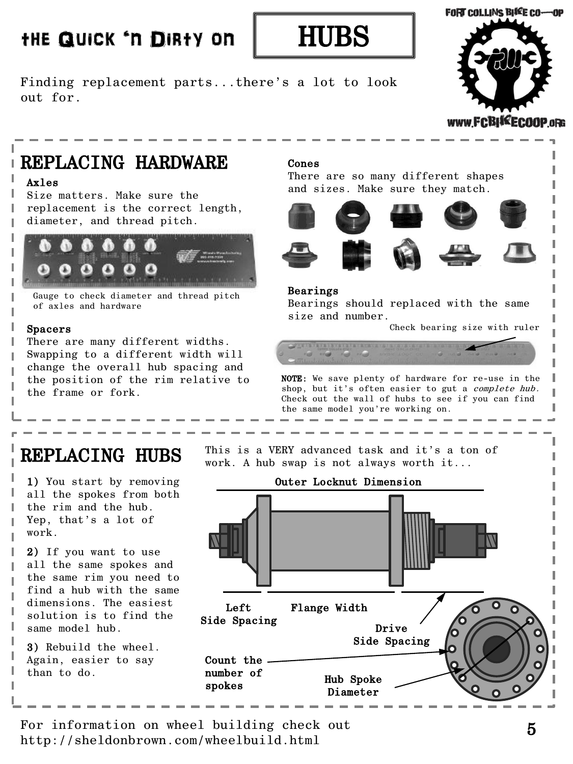# the Quick 'n Dirty on HUBS

Finding replacement parts...there's a lot to look out for.

FORT COLLINS BIKE CO-OP

www.FCBIKECOOP.org

## REPLACING HARDWARE

**Axles**

Size matters. Make sure the replacement is the correct length, diameter, and thread pitch.

Gauge to check diameter and thread pitch of axles and hardware

**Spacers**

There are many different widths. Swapping to a different width will change the overall hub spacing and the position of the rim relative to the frame or fork.

**Cones**

There are so many different shapes and sizes. Make sure they match.

**Bearings**

Bearings should replaced with the same size and number.

Check bearing size with ruler

**NOTE:** We save plenty of hardware for re-use in the shop, but it's often easier to gut a *complete hub.* Check out the wall of hubs to see if you can find the same model you're working on.

## REPLACING HUBS

This is a VERY advanced task and it's a ton of work. A hub swap is not always worth it...

**1)** You start by removing all the spokes from both the rim and the hub. Yep, that's a lot of work.

**2)** If you want to use all the same spokes and the same rim you need to find a hub with the same dimensions. The easiest solution is to find the same model hub.

**3)** Rebuild the wheel. Again, easier to say than to do.

Outer Locknut Dimension

Left Side Spacing

Flange Width

Drive Side Spacing

Count the number of spokes

Hub Spoke Diameter

For information on wheel building check out http://sheldonbrown.com/wheelbuild.html